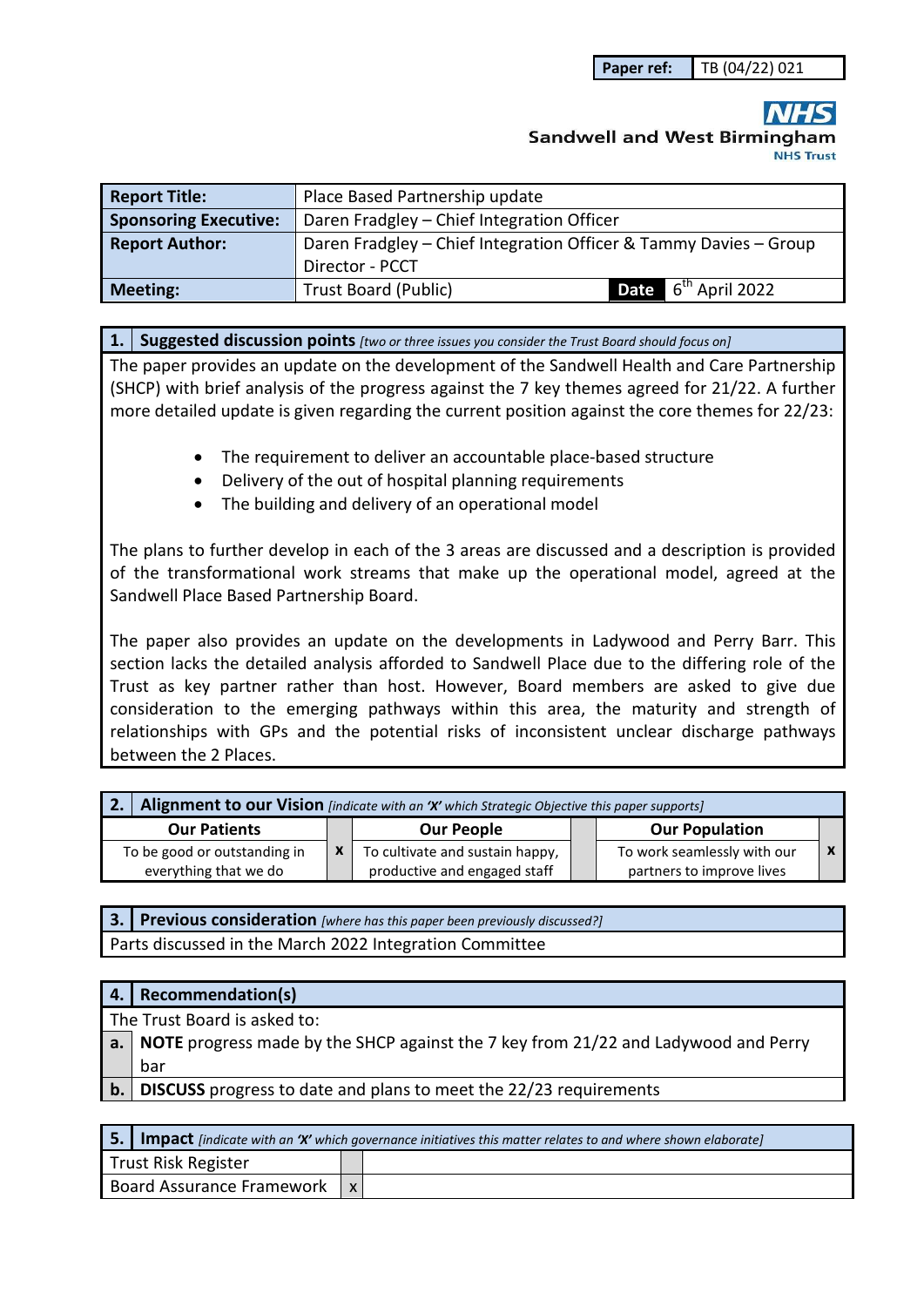| Paper ref: | TB (04/22) 021 |
|---|---|

**Sandwell and West Birmingham**
**NHS Trust**

| Report Title: | Place Based Partnership update | | |
|---|---|---|---|
| **Sponsoring Executive:** | Daren Fradgley – Chief Integration Officer | | |
| **Report Author:** | Daren Fradgley – Chief Integration Officer & Tammy Davies – Group Director - PCCT | | |
| **Meeting:** | Trust Board (Public) | **Date** | 6th April 2022 |

## 1. Suggested discussion points *[two or three issues you consider the Trust Board should focus on]*

The paper provides an update on the development of the Sandwell Health and Care Partnership (SHCP) with brief analysis of the progress against the 7 key themes agreed for 21/22. A further more detailed update is given regarding the current position against the core themes for 22/23:

- The requirement to deliver an accountable place-based structure
- Delivery of the out of hospital planning requirements
- The building and delivery of an operational model

The plans to further develop in each of the 3 areas are discussed and a description is provided of the transformational work streams that make up the operational model, agreed at the Sandwell Place Based Partnership Board.

The paper also provides an update on the developments in Ladywood and Perry Barr. This section lacks the detailed analysis afforded to Sandwell Place due to the differing role of the Trust as key partner rather than host. However, Board members are asked to give due consideration to the emerging pathways within this area, the maturity and strength of relationships with GPs and the potential risks of inconsistent unclear discharge pathways between the 2 Places.

## 2. Alignment to our Vision *[indicate with an 'X' which Strategic Objective this paper supports]*

| Our Patients | | Our People | | Our Population | |
|---|---|---|---|---|---|
| To be good or outstanding in everything that we do | x | To cultivate and sustain happy, productive and engaged staff | | To work seamlessly with our partners to improve lives | x |

## 3. Previous consideration *[where has this paper been previously discussed?]*

Parts discussed in the March 2022 Integration Committee

## 4. Recommendation(s)

The Trust Board is asked to:

| | |
|---|---|
| **a.** | **NOTE** progress made by the SHCP against the 7 key from 21/22 and Ladywood and Perry bar |
| **b.** | **DISCUSS** progress to date and plans to meet the 22/23 requirements |

## 5. Impact *[indicate with an 'X' which governance initiatives this matter relates to and where shown elaborate]*

| | | |
|---|---|---|
| Trust Risk Register | | |
| Board Assurance Framework | x | |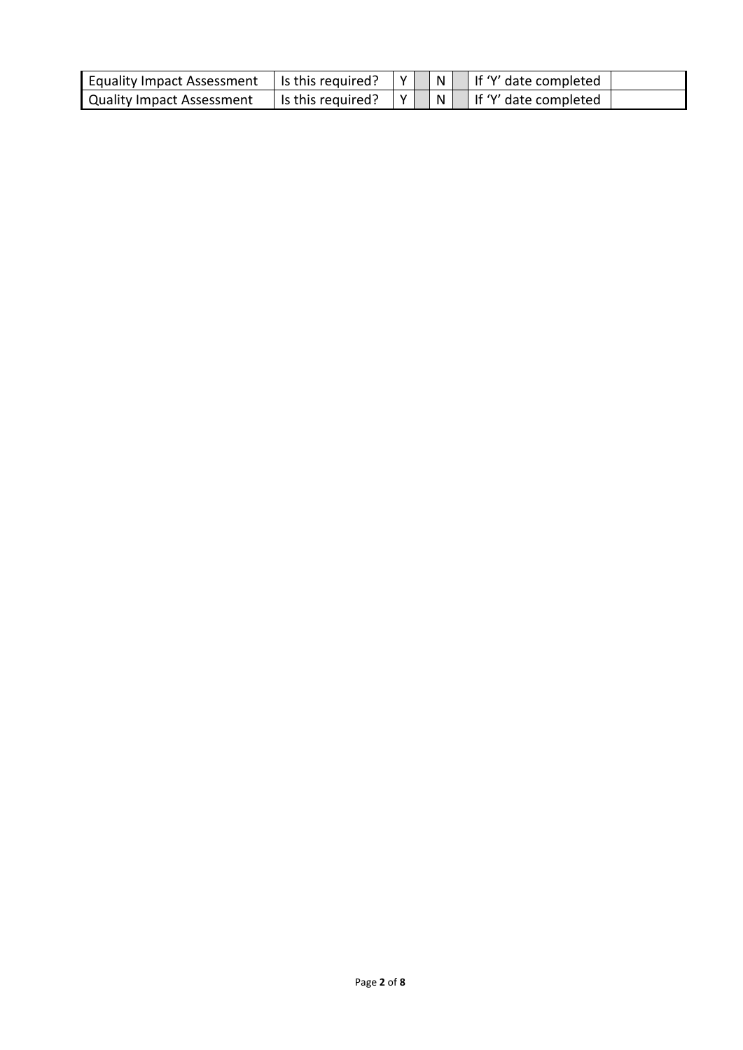| Equality Impact Assessment | Is this required? | Y | | N | | If 'Y' date completed | |
|---|---|---|---|---|---|---|---|
| Quality Impact Assessment | Is this required? | Y | | N | | If 'Y' date completed | |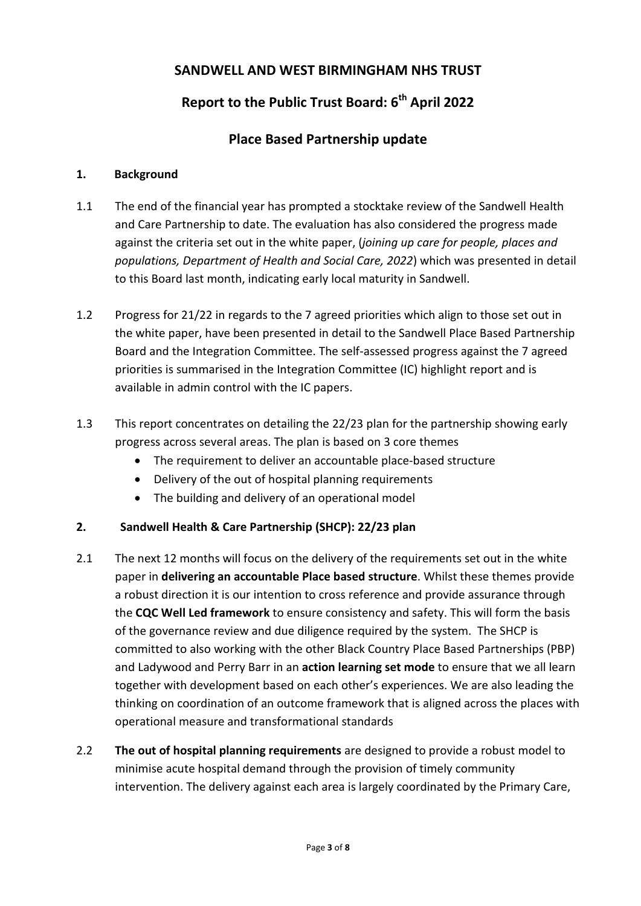# SANDWELL AND WEST BIRMINGHAM NHS TRUST

## Report to the Public Trust Board: 6th April 2022

## Place Based Partnership update

### 1. Background

1.1 The end of the financial year has prompted a stocktake review of the Sandwell Health and Care Partnership to date. The evaluation has also considered the progress made against the criteria set out in the white paper, (*joining up care for people, places and populations, Department of Health and Social Care, 2022*) which was presented in detail to this Board last month, indicating early local maturity in Sandwell.

1.2 Progress for 21/22 in regards to the 7 agreed priorities which align to those set out in the white paper, have been presented in detail to the Sandwell Place Based Partnership Board and the Integration Committee. The self-assessed progress against the 7 agreed priorities is summarised in the Integration Committee (IC) highlight report and is available in admin control with the IC papers.

1.3 This report concentrates on detailing the 22/23 plan for the partnership showing early progress across several areas. The plan is based on 3 core themes

- The requirement to deliver an accountable place-based structure
- Delivery of the out of hospital planning requirements
- The building and delivery of an operational model

### 2. Sandwell Health & Care Partnership (SHCP): 22/23 plan

2.1 The next 12 months will focus on the delivery of the requirements set out in the white paper in **delivering an accountable Place based structure**. Whilst these themes provide a robust direction it is our intention to cross reference and provide assurance through the **CQC Well Led framework** to ensure consistency and safety. This will form the basis of the governance review and due diligence required by the system. The SHCP is committed to also working with the other Black Country Place Based Partnerships (PBP) and Ladywood and Perry Barr in an **action learning set mode** to ensure that we all learn together with development based on each other's experiences. We are also leading the thinking on coordination of an outcome framework that is aligned across the places with operational measure and transformational standards

2.2 **The out of hospital planning requirements** are designed to provide a robust model to minimise acute hospital demand through the provision of timely community intervention. The delivery against each area is largely coordinated by the Primary Care,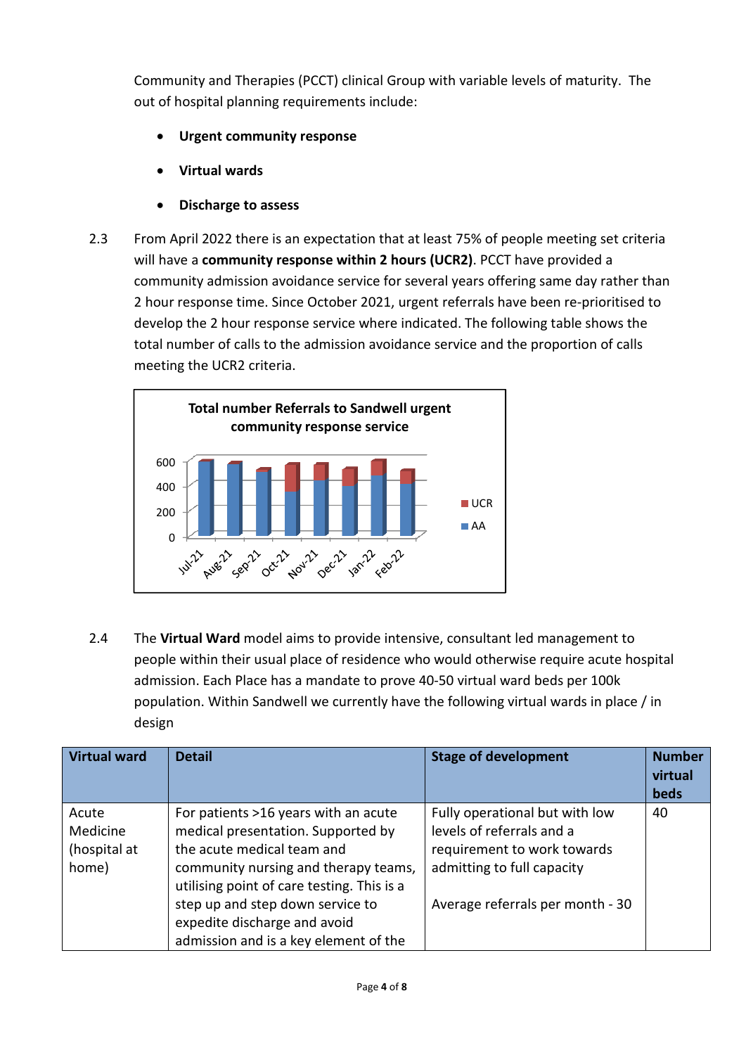Community and Therapies (PCCT) clinical Group with variable levels of maturity. The out of hospital planning requirements include:

- **Urgent community response**
- **Virtual wards**
- **Discharge to assess**

2.3 From April 2022 there is an expectation that at least 75% of people meeting set criteria will have a **community response within 2 hours (UCR2)**. PCCT have provided a community admission avoidance service for several years offering same day rather than 2 hour response time. Since October 2021, urgent referrals have been re-prioritised to develop the 2 hour response service where indicated. The following table shows the total number of calls to the admission avoidance service and the proportion of calls meeting the UCR2 criteria.

**Total number Referrals to Sandwell urgent community response service**

2.4 The **Virtual Ward** model aims to provide intensive, consultant led management to people within their usual place of residence who would otherwise require acute hospital admission. Each Place has a mandate to prove 40-50 virtual ward beds per 100k population. Within Sandwell we currently have the following virtual wards in place / in design

| Virtual ward | Detail | Stage of development | Number virtual beds |
|---|---|---|---|
| Acute Medicine (hospital at home) | For patients >16 years with an acute medical presentation. Supported by the acute medical team and community nursing and therapy teams, utilising point of care testing. This is a step up and step down service to expedite discharge and avoid admission and is a key element of the | Fully operational but with low levels of referrals and a requirement to work towards admitting to full capacity<br><br>Average referrals per month - 30 | 40 |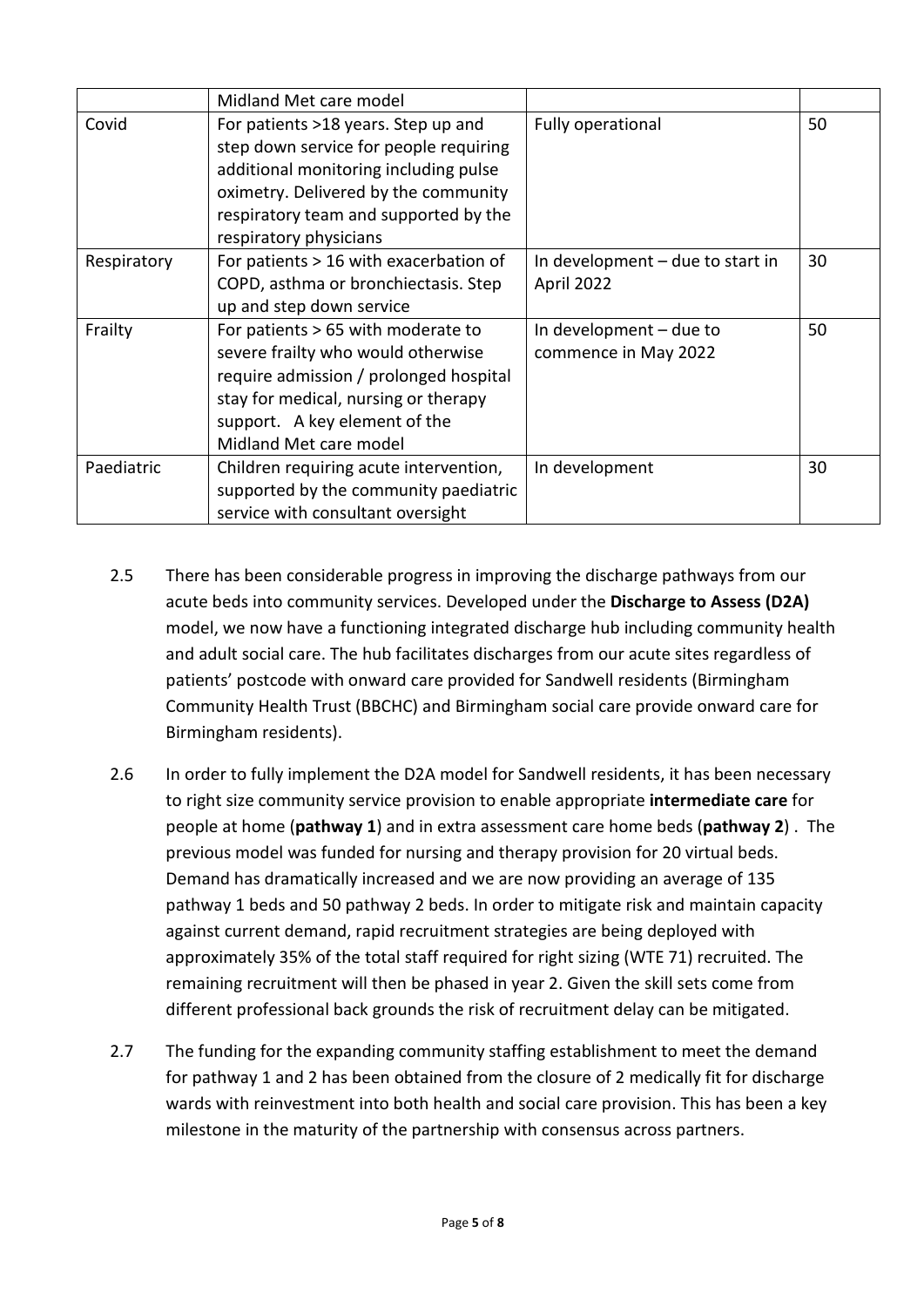| | Midland Met care model | | |
|---|---|---|---|
| Covid | For patients >18 years. Step up and step down service for people requiring additional monitoring including pulse oximetry. Delivered by the community respiratory team and supported by the respiratory physicians | Fully operational | 50 |
| Respiratory | For patients > 16 with exacerbation of COPD, asthma or bronchiectasis. Step up and step down service | In development – due to start in April 2022 | 30 |
| Frailty | For patients > 65 with moderate to severe frailty who would otherwise require admission / prolonged hospital stay for medical, nursing or therapy support. A key element of the Midland Met care model | In development – due to commence in May 2022 | 50 |
| Paediatric | Children requiring acute intervention, supported by the community paediatric service with consultant oversight | In development | 30 |

2.5 There has been considerable progress in improving the discharge pathways from our acute beds into community services. Developed under the **Discharge to Assess (D2A)** model, we now have a functioning integrated discharge hub including community health and adult social care. The hub facilitates discharges from our acute sites regardless of patients' postcode with onward care provided for Sandwell residents (Birmingham Community Health Trust (BBCHC) and Birmingham social care provide onward care for Birmingham residents).

2.6 In order to fully implement the D2A model for Sandwell residents, it has been necessary to right size community service provision to enable appropriate **intermediate care** for people at home (**pathway 1**) and in extra assessment care home beds (**pathway 2**) . The previous model was funded for nursing and therapy provision for 20 virtual beds. Demand has dramatically increased and we are now providing an average of 135 pathway 1 beds and 50 pathway 2 beds. In order to mitigate risk and maintain capacity against current demand, rapid recruitment strategies are being deployed with approximately 35% of the total staff required for right sizing (WTE 71) recruited. The remaining recruitment will then be phased in year 2. Given the skill sets come from different professional back grounds the risk of recruitment delay can be mitigated.

2.7 The funding for the expanding community staffing establishment to meet the demand for pathway 1 and 2 has been obtained from the closure of 2 medically fit for discharge wards with reinvestment into both health and social care provision. This has been a key milestone in the maturity of the partnership with consensus across partners.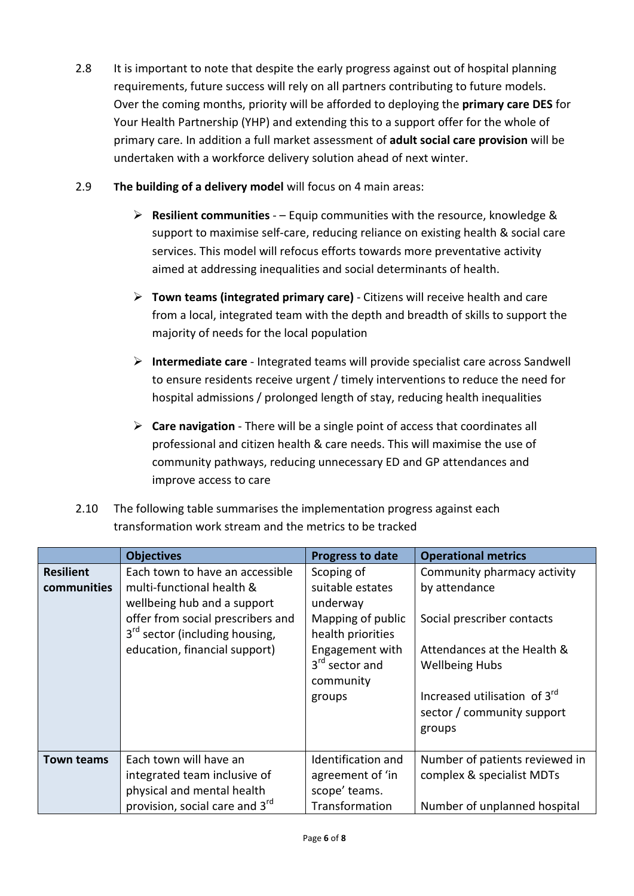2.8 It is important to note that despite the early progress against out of hospital planning requirements, future success will rely on all partners contributing to future models. Over the coming months, priority will be afforded to deploying the **primary care DES** for Your Health Partnership (YHP) and extending this to a support offer for the whole of primary care. In addition a full market assessment of **adult social care provision** will be undertaken with a workforce delivery solution ahead of next winter.

2.9 **The building of a delivery model** will focus on 4 main areas:

- **Resilient communities** - – Equip communities with the resource, knowledge & support to maximise self-care, reducing reliance on existing health & social care services. This model will refocus efforts towards more preventative activity aimed at addressing inequalities and social determinants of health.
- **Town teams (integrated primary care)** - Citizens will receive health and care from a local, integrated team with the depth and breadth of skills to support the majority of needs for the local population
- **Intermediate care** - Integrated teams will provide specialist care across Sandwell to ensure residents receive urgent / timely interventions to reduce the need for hospital admissions / prolonged length of stay, reducing health inequalities
- **Care navigation** - There will be a single point of access that coordinates all professional and citizen health & care needs. This will maximise the use of community pathways, reducing unnecessary ED and GP attendances and improve access to care

2.10 The following table summarises the implementation progress against each transformation work stream and the metrics to be tracked

| | Objectives | Progress to date | Operational metrics |
|---|---|---|---|
| **Resilient communities** | Each town to have an accessible multi-functional health & wellbeing hub and a support offer from social prescribers and 3rd sector (including housing, education, financial support) | Scoping of suitable estates underway<br>Mapping of public health priorities<br>Engagement with 3rd sector and community groups | Community pharmacy activity by attendance<br><br>Social prescriber contacts<br><br>Attendances at the Health & Wellbeing Hubs<br><br>Increased utilisation of 3rd sector / community support groups |
| **Town teams** | Each town will have an integrated team inclusive of physical and mental health provision, social care and 3rd | Identification and agreement of 'in scope' teams. Transformation | Number of patients reviewed in complex & specialist MDTs<br><br>Number of unplanned hospital |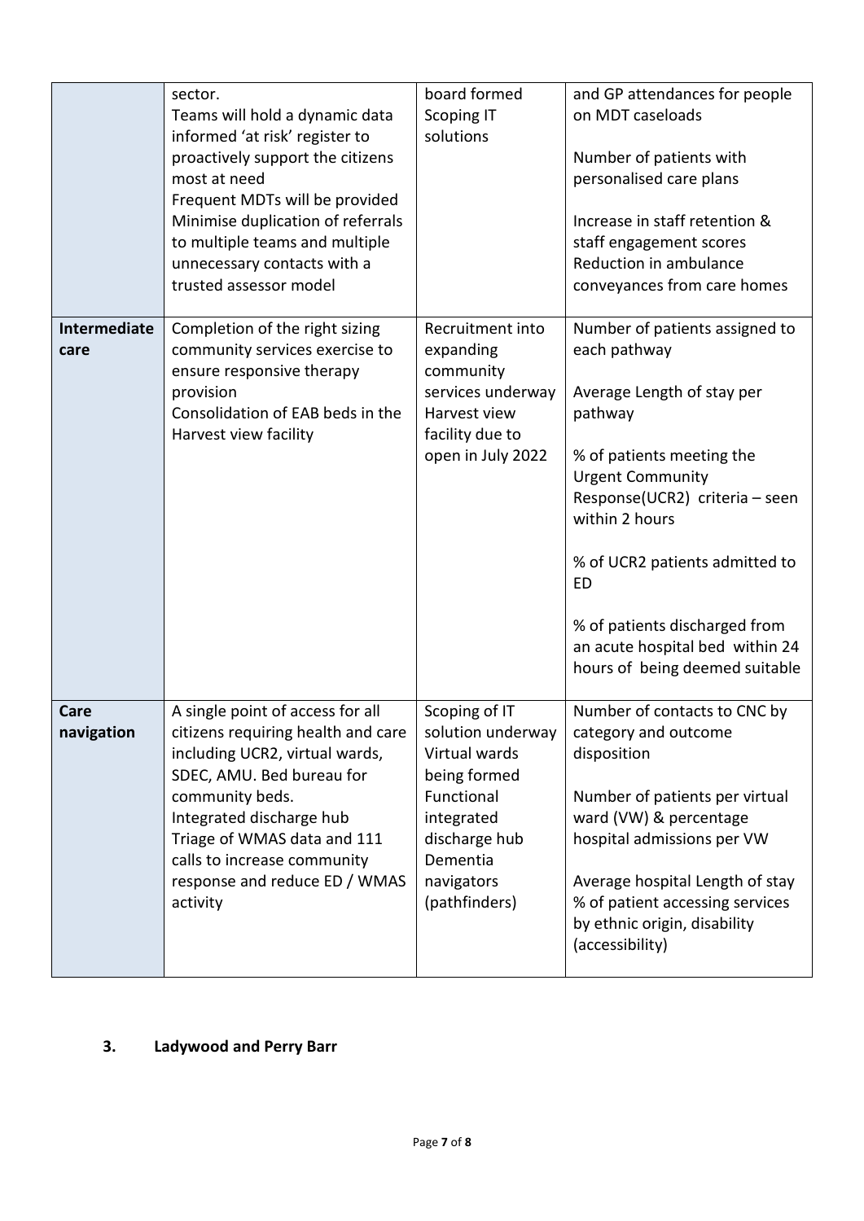| | | | |
|---|---|---|---|
| | sector.<br>Teams will hold a dynamic data informed 'at risk' register to proactively support the citizens most at need<br>Frequent MDTs will be provided<br>Minimise duplication of referrals to multiple teams and multiple unnecessary contacts with a trusted assessor model | board formed<br>Scoping IT solutions | and GP attendances for people on MDT caseloads<br><br>Number of patients with personalised care plans<br><br>Increase in staff retention & staff engagement scores<br>Reduction in ambulance conveyances from care homes |
| **Intermediate care** | Completion of the right sizing community services exercise to ensure responsive therapy provision<br>Consolidation of EAB beds in the Harvest view facility | Recruitment into expanding community services underway<br>Harvest view facility due to open in July 2022 | Number of patients assigned to each pathway<br><br>Average Length of stay per pathway<br><br>% of patients meeting the Urgent Community Response(UCR2) criteria – seen within 2 hours<br><br>% of UCR2 patients admitted to ED<br><br>% of patients discharged from an acute hospital bed within 24 hours of being deemed suitable |
| **Care navigation** | A single point of access for all citizens requiring health and care including UCR2, virtual wards, SDEC, AMU. Bed bureau for community beds.<br>Integrated discharge hub<br>Triage of WMAS data and 111 calls to increase community response and reduce ED / WMAS activity | Scoping of IT solution underway<br>Virtual wards being formed<br>Functional integrated discharge hub<br>Dementia navigators (pathfinders) | Number of contacts to CNC by category and outcome disposition<br><br>Number of patients per virtual ward (VW) & percentage hospital admissions per VW<br><br>Average hospital Length of stay<br>% of patient accessing services by ethnic origin, disability (accessibility) |

## 3. Ladywood and Perry Barr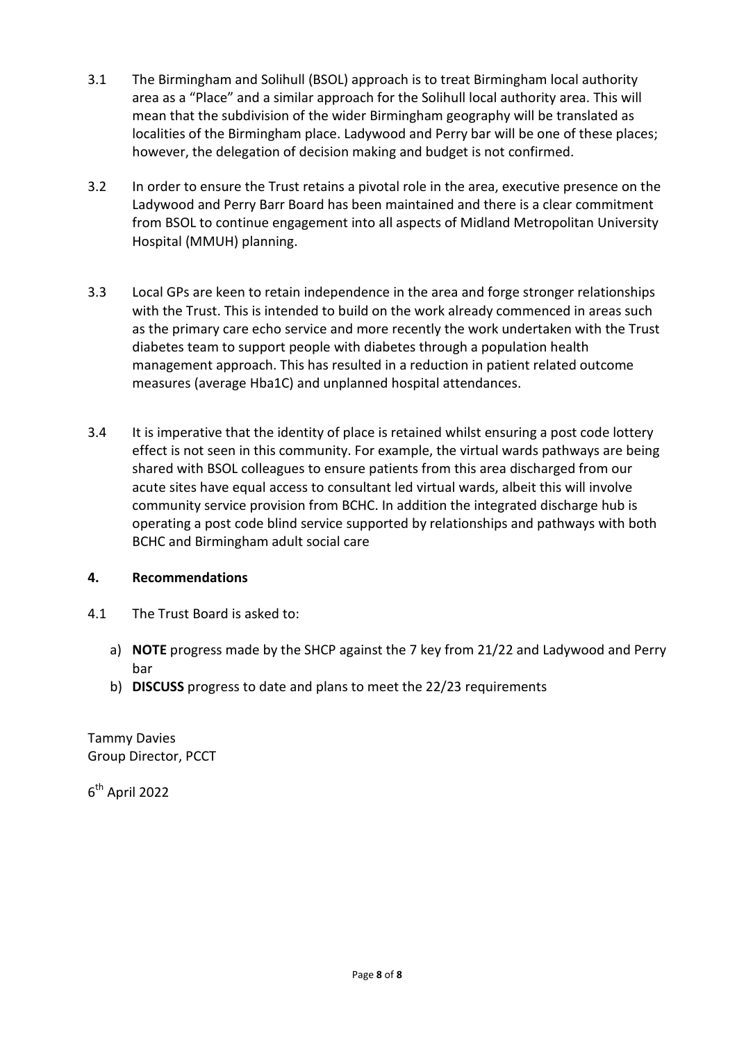3.1 The Birmingham and Solihull (BSOL) approach is to treat Birmingham local authority area as a "Place" and a similar approach for the Solihull local authority area. This will mean that the subdivision of the wider Birmingham geography will be translated as localities of the Birmingham place. Ladywood and Perry bar will be one of these places; however, the delegation of decision making and budget is not confirmed.

3.2 In order to ensure the Trust retains a pivotal role in the area, executive presence on the Ladywood and Perry Barr Board has been maintained and there is a clear commitment from BSOL to continue engagement into all aspects of Midland Metropolitan University Hospital (MMUH) planning.

3.3 Local GPs are keen to retain independence in the area and forge stronger relationships with the Trust. This is intended to build on the work already commenced in areas such as the primary care echo service and more recently the work undertaken with the Trust diabetes team to support people with diabetes through a population health management approach. This has resulted in a reduction in patient related outcome measures (average Hba1C) and unplanned hospital attendances.

3.4 It is imperative that the identity of place is retained whilst ensuring a post code lottery effect is not seen in this community. For example, the virtual wards pathways are being shared with BSOL colleagues to ensure patients from this area discharged from our acute sites have equal access to consultant led virtual wards, albeit this will involve community service provision from BCHC. In addition the integrated discharge hub is operating a post code blind service supported by relationships and pathways with both BCHC and Birmingham adult social care

## 4. Recommendations

4.1 The Trust Board is asked to:

a) **NOTE** progress made by the SHCP against the 7 key from 21/22 and Ladywood and Perry bar
b) **DISCUSS** progress to date and plans to meet the 22/23 requirements

Tammy Davies
Group Director, PCCT

6th April 2022